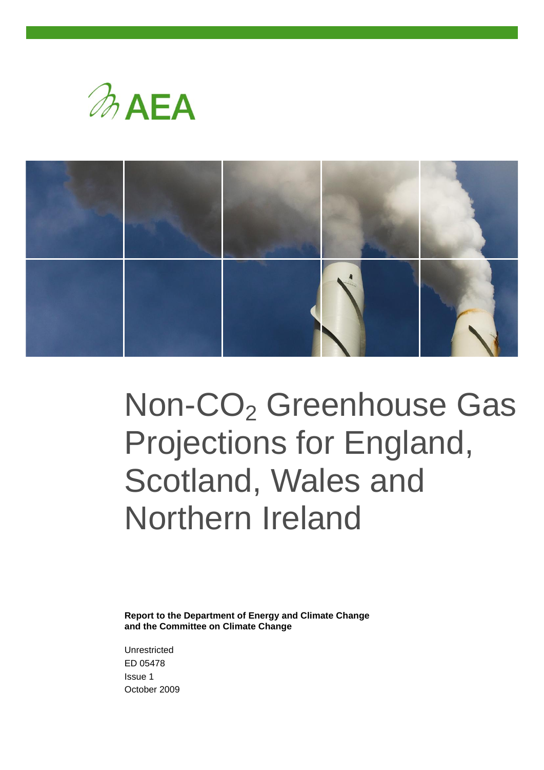AEA

# Non-$CO_2$ Greenhouse Gas Projections for England, Scotland, Wales and Northern Ireland

**Report to the Department of Energy and Climate Change and the Committee on Climate Change**

Unrestricted
ED 05478
Issue 1
October 2009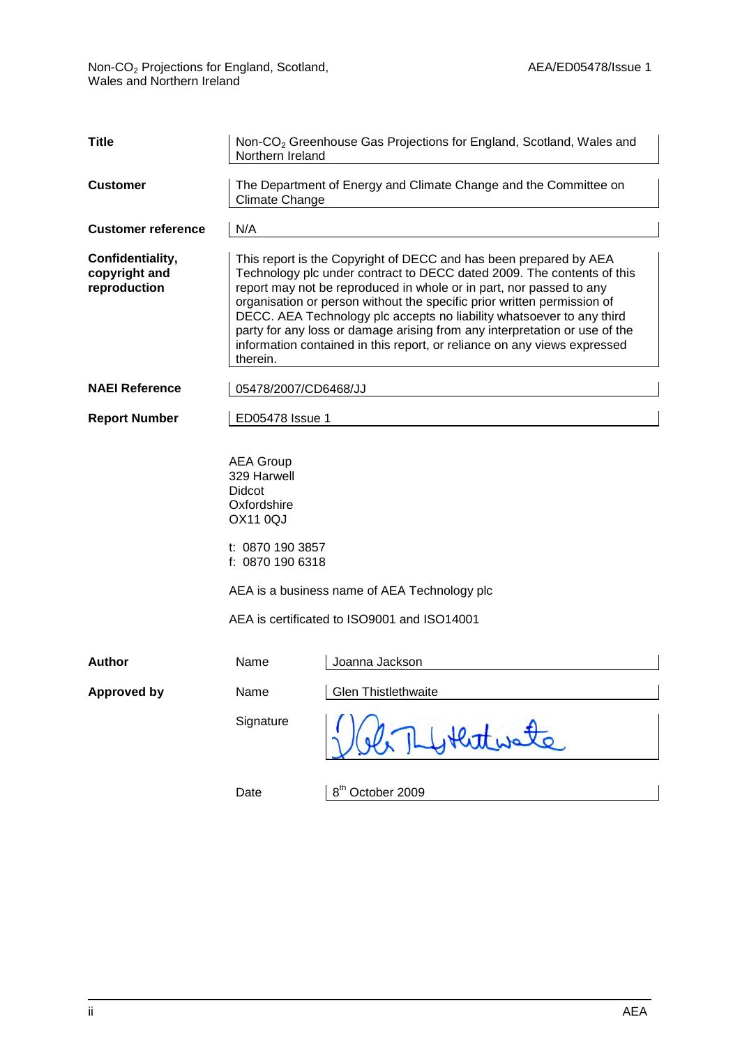| | | |
|---|---|---|
| **Title** | Non-$CO_2$ Greenhouse Gas Projections for England, Scotland, Wales and Northern Ireland | |
| **Customer** | The Department of Energy and Climate Change and the Committee on Climate Change | |
| **Customer reference** | N/A | |
| **Confidentiality, copyright and reproduction** | This report is the Copyright of DECC and has been prepared by AEA Technology plc under contract to DECC dated 2009. The contents of this report may not be reproduced in whole or in part, nor passed to any organisation or person without the specific prior written permission of DECC. AEA Technology plc accepts no liability whatsoever to any third party for any loss or damage arising from any interpretation or use of the information contained in this report, or reliance on any views expressed therein. | |
| **NAEI Reference** | 05478/2007/CD6468/JJ | |
| **Report Number** | ED05478 Issue 1 | |

AEA Group
329 Harwell
Didcot
Oxfordshire
OX11 0QJ

t: 0870 190 3857
f: 0870 190 6318

AEA is a business name of AEA Technology plc

AEA is certificated to ISO9001 and ISO14001

| | | |
|---|---|---|
| **Author** | Name | Joanna Jackson |
| **Approved by** | Name | Glen Thistlethwaite |
| | Signature | Glen Thistlethwaite |
| | Date | 8th October 2009 |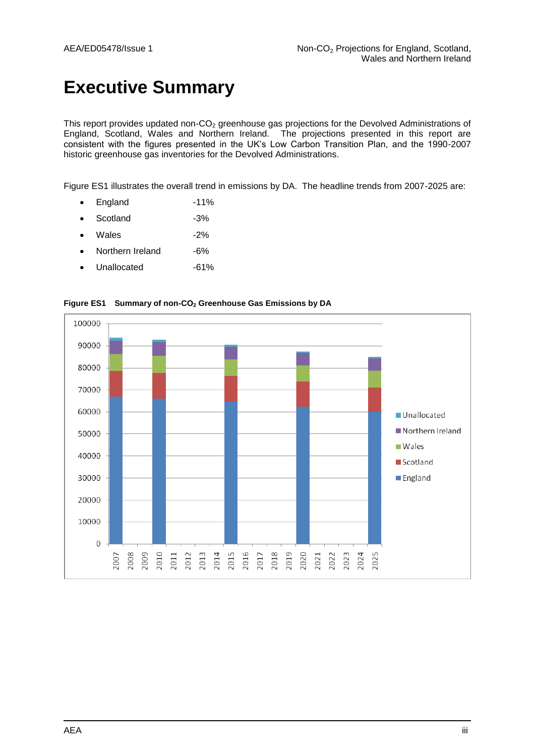# Executive Summary

This report provides updated non-$CO_2$ greenhouse gas projections for the Devolved Administrations of England, Scotland, Wales and Northern Ireland. The projections presented in this report are consistent with the figures presented in the UK's Low Carbon Transition Plan, and the 1990-2007 historic greenhouse gas inventories for the Devolved Administrations.

Figure ES1 illustrates the overall trend in emissions by DA. The headline trends from 2007-2025 are:

- England -11%
- Scotland -3%
- Wales -2%
- Northern Ireland -6%
- Unallocated -61%

**Figure ES1 Summary of non-$CO_2$ Greenhouse Gas Emissions by DA**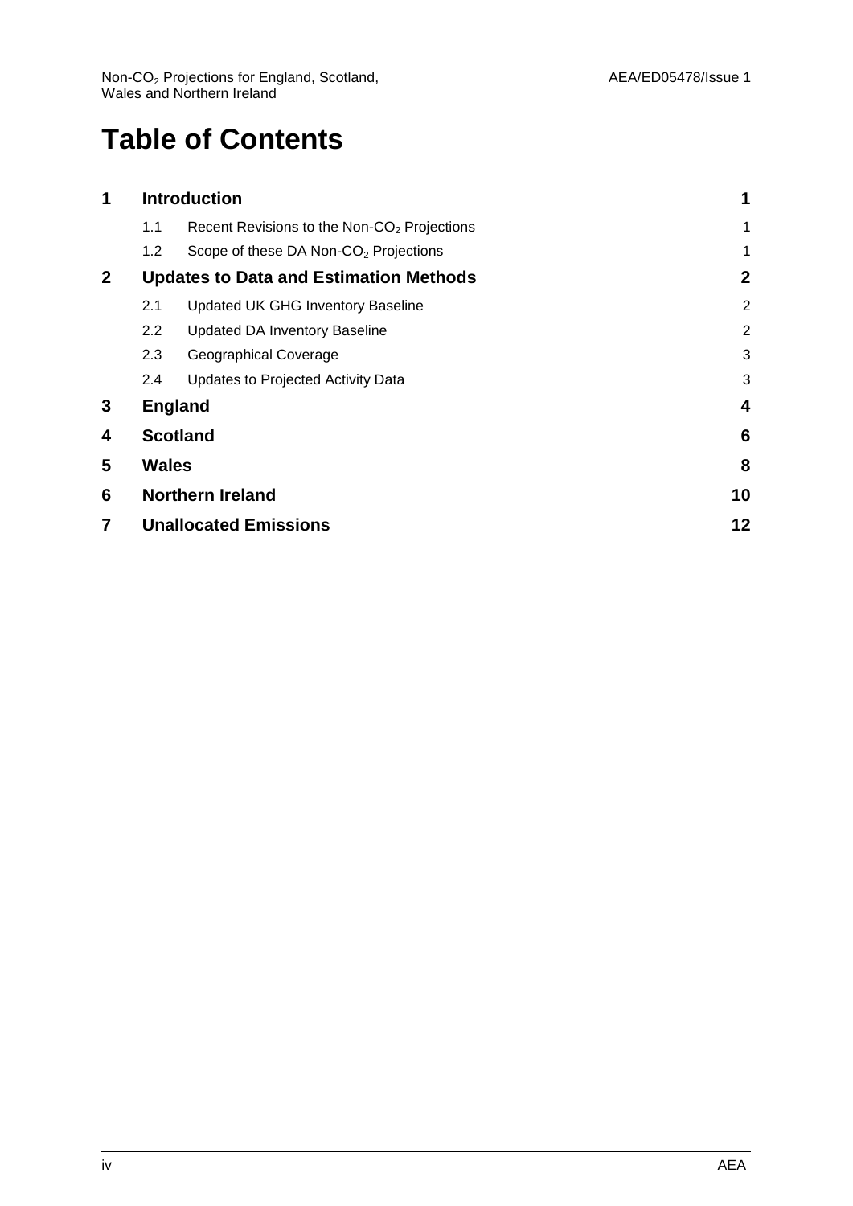# Table of Contents

| | | Page |
|---|---|---|
| **1** | **Introduction** | **1** |
| 1.1 | Recent Revisions to the Non-$CO_2$ Projections | 1 |
| 1.2 | Scope of these DA Non-$CO_2$ Projections | 1 |
| **2** | **Updates to Data and Estimation Methods** | **2** |
| 2.1 | Updated UK GHG Inventory Baseline | 2 |
| 2.2 | Updated DA Inventory Baseline | 2 |
| 2.3 | Geographical Coverage | 3 |
| 2.4 | Updates to Projected Activity Data | 3 |
| **3** | **England** | **4** |
| **4** | **Scotland** | **6** |
| **5** | **Wales** | **8** |
| **6** | **Northern Ireland** | **10** |
| **7** | **Unallocated Emissions** | **12** |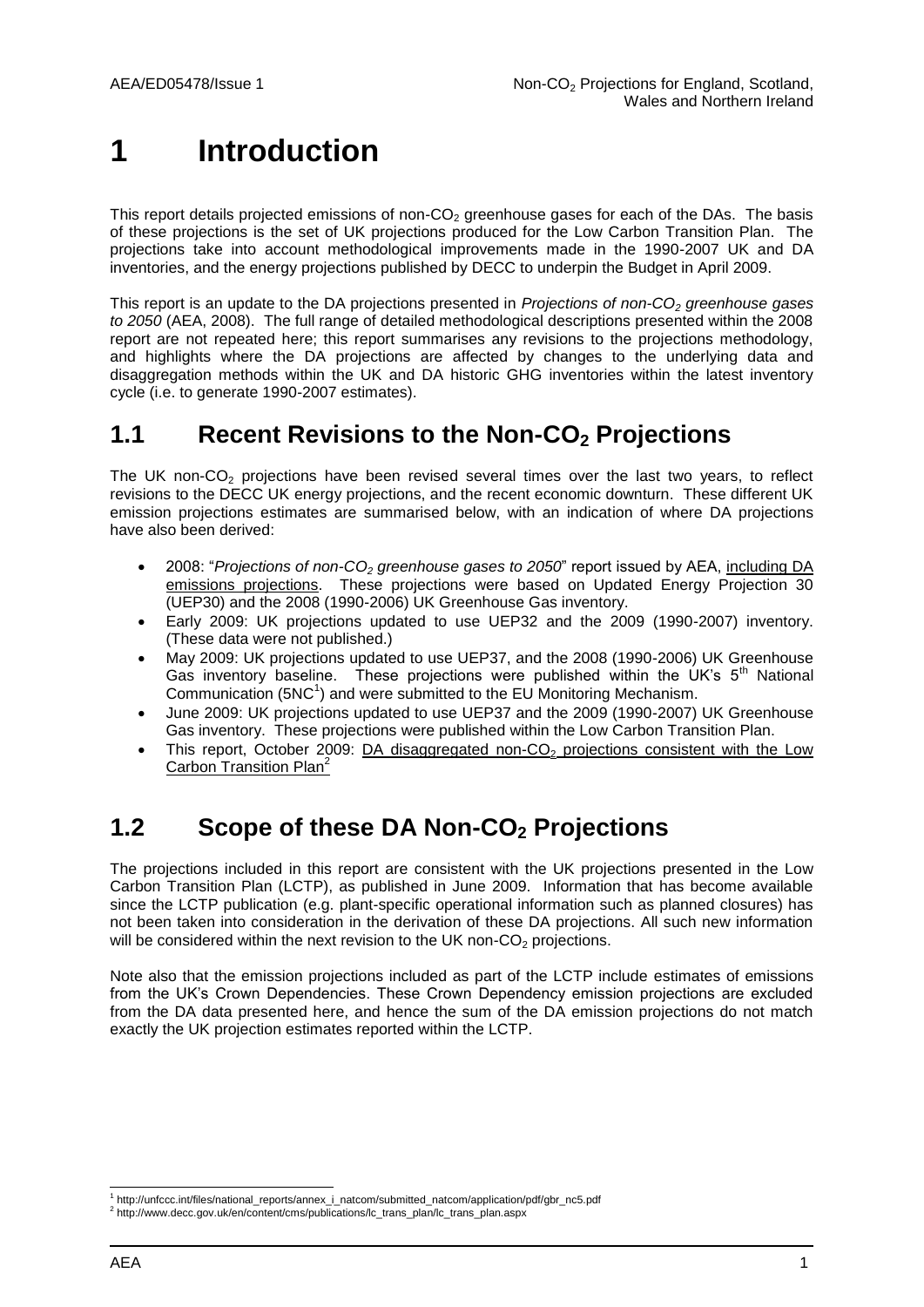# 1 Introduction

This report details projected emissions of non-$CO_2$ greenhouse gases for each of the DAs. The basis of these projections is the set of UK projections produced for the Low Carbon Transition Plan. The projections take into account methodological improvements made in the 1990-2007 UK and DA inventories, and the energy projections published by DECC to underpin the Budget in April 2009.

This report is an update to the DA projections presented in *Projections of non-$CO_2$ greenhouse gases to 2050* (AEA, 2008). The full range of detailed methodological descriptions presented within the 2008 report are not repeated here; this report summarises any revisions to the projections methodology, and highlights where the DA projections are affected by changes to the underlying data and disaggregation methods within the UK and DA historic GHG inventories within the latest inventory cycle (i.e. to generate 1990-2007 estimates).

## 1.1 Recent Revisions to the Non-$CO_2$ Projections

The UK non-$CO_2$ projections have been revised several times over the last two years, to reflect revisions to the DECC UK energy projections, and the recent economic downturn. These different UK emission projections estimates are summarised below, with an indication of where DA projections have also been derived:

- 2008: "*Projections of non-$CO_2$ greenhouse gases to 2050*" report issued by AEA, including DA emissions projections. These projections were based on Updated Energy Projection 30 (UEP30) and the 2008 (1990-2006) UK Greenhouse Gas inventory.
- Early 2009: UK projections updated to use UEP32 and the 2009 (1990-2007) inventory. (These data were not published.)
- May 2009: UK projections updated to use UEP37, and the 2008 (1990-2006) UK Greenhouse Gas inventory baseline. These projections were published within the UK's 5th National Communication (5NC[1]) and were submitted to the EU Monitoring Mechanism.
- June 2009: UK projections updated to use UEP37 and the 2009 (1990-2007) UK Greenhouse Gas inventory. These projections were published within the Low Carbon Transition Plan.
- This report, October 2009: DA disaggregated non-$CO_2$ projections consistent with the Low Carbon Transition Plan[2]

## 1.2 Scope of these DA Non-$CO_2$ Projections

The projections included in this report are consistent with the UK projections presented in the Low Carbon Transition Plan (LCTP), as published in June 2009. Information that has become available since the LCTP publication (e.g. plant-specific operational information such as planned closures) has not been taken into consideration in the derivation of these DA projections. All such new information will be considered within the next revision to the UK non-$CO_2$ projections.

Note also that the emission projections included as part of the LCTP include estimates of emissions from the UK's Crown Dependencies. These Crown Dependency emission projections are excluded from the DA data presented here, and hence the sum of the DA emission projections do not match exactly the UK projection estimates reported within the LCTP.

---

[1] http://unfccc.int/files/national_reports/annex_i_natcom/submitted_natcom/application/pdf/gbr_nc5.pdf

[2] http://www.decc.gov.uk/en/content/cms/publications/lc_trans_plan/lc_trans_plan.aspx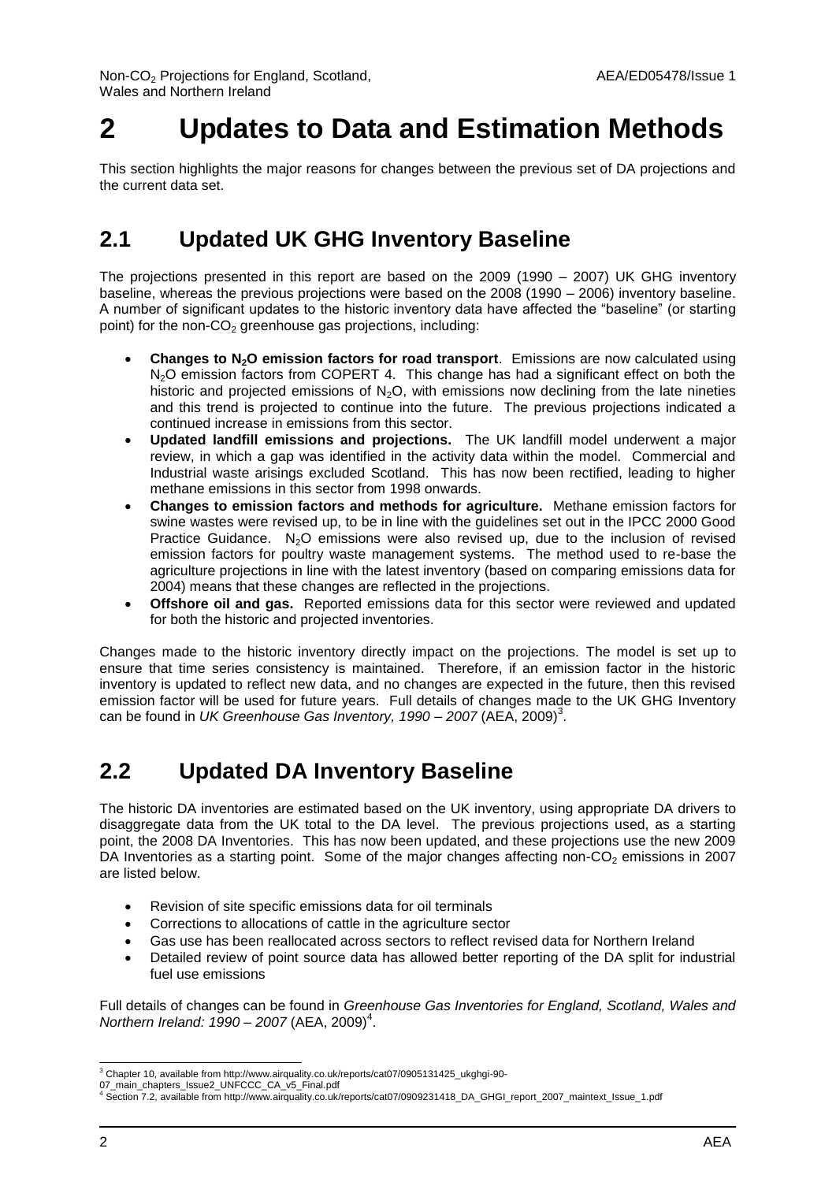# 2 Updates to Data and Estimation Methods

This section highlights the major reasons for changes between the previous set of DA projections and the current data set.

## 2.1 Updated UK GHG Inventory Baseline

The projections presented in this report are based on the 2009 (1990 – 2007) UK GHG inventory baseline, whereas the previous projections were based on the 2008 (1990 – 2006) inventory baseline. A number of significant updates to the historic inventory data have affected the "baseline" (or starting point) for the non-$CO_2$ greenhouse gas projections, including:

- **Changes to $N_2O$ emission factors for road transport**. Emissions are now calculated using $N_2O$ emission factors from COPERT 4. This change has had a significant effect on both the historic and projected emissions of $N_2O$, with emissions now declining from the late nineties and this trend is projected to continue into the future. The previous projections indicated a continued increase in emissions from this sector.
- **Updated landfill emissions and projections.** The UK landfill model underwent a major review, in which a gap was identified in the activity data within the model. Commercial and Industrial waste arisings excluded Scotland. This has now been rectified, leading to higher methane emissions in this sector from 1998 onwards.
- **Changes to emission factors and methods for agriculture.** Methane emission factors for swine wastes were revised up, to be in line with the guidelines set out in the IPCC 2000 Good Practice Guidance. $N_2O$ emissions were also revised up, due to the inclusion of revised emission factors for poultry waste management systems. The method used to re-base the agriculture projections in line with the latest inventory (based on comparing emissions data for 2004) means that these changes are reflected in the projections.
- **Offshore oil and gas.** Reported emissions data for this sector were reviewed and updated for both the historic and projected inventories.

Changes made to the historic inventory directly impact on the projections. The model is set up to ensure that time series consistency is maintained. Therefore, if an emission factor in the historic inventory is updated to reflect new data, and no changes are expected in the future, then this revised emission factor will be used for future years. Full details of changes made to the UK GHG Inventory can be found in *UK Greenhouse Gas Inventory, 1990 – 2007* (AEA, 2009)[3].

## 2.2 Updated DA Inventory Baseline

The historic DA inventories are estimated based on the UK inventory, using appropriate DA drivers to disaggregate data from the UK total to the DA level. The previous projections used, as a starting point, the 2008 DA Inventories. This has now been updated, and these projections use the new 2009 DA Inventories as a starting point. Some of the major changes affecting non-$CO_2$ emissions in 2007 are listed below.

- Revision of site specific emissions data for oil terminals
- Corrections to allocations of cattle in the agriculture sector
- Gas use has been reallocated across sectors to reflect revised data for Northern Ireland
- Detailed review of point source data has allowed better reporting of the DA split for industrial fuel use emissions

Full details of changes can be found in *Greenhouse Gas Inventories for England, Scotland, Wales and Northern Ireland: 1990 – 2007* (AEA, 2009)[4].

---

[3] Chapter 10, available from http://www.airquality.co.uk/reports/cat07/0905131425_ukghgi-90-07_main_chapters_Issue2_UNFCCC_CA_v5_Final.pdf

[4] Section 7.2, available from http://www.airquality.co.uk/reports/cat07/0909231418_DA_GHGI_report_2007_maintext_Issue_1.pdf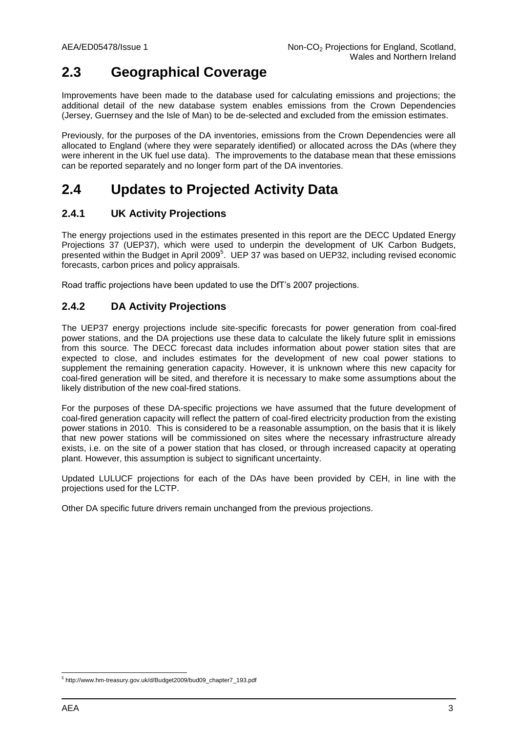## 2.3 Geographical Coverage

Improvements have been made to the database used for calculating emissions and projections; the additional detail of the new database system enables emissions from the Crown Dependencies (Jersey, Guernsey and the Isle of Man) to be de-selected and excluded from the emission estimates.

Previously, for the purposes of the DA inventories, emissions from the Crown Dependencies were all allocated to England (where they were separately identified) or allocated across the DAs (where they were inherent in the UK fuel use data). The improvements to the database mean that these emissions can be reported separately and no longer form part of the DA inventories.

## 2.4 Updates to Projected Activity Data

### 2.4.1 UK Activity Projections

The energy projections used in the estimates presented in this report are the DECC Updated Energy Projections 37 (UEP37), which were used to underpin the development of UK Carbon Budgets, presented within the Budget in April 2009[5]. UEP 37 was based on UEP32, including revised economic forecasts, carbon prices and policy appraisals.

Road traffic projections have been updated to use the DfT's 2007 projections.

### 2.4.2 DA Activity Projections

The UEP37 energy projections include site-specific forecasts for power generation from coal-fired power stations, and the DA projections use these data to calculate the likely future split in emissions from this source. The DECC forecast data includes information about power station sites that are expected to close, and includes estimates for the development of new coal power stations to supplement the remaining generation capacity. However, it is unknown where this new capacity for coal-fired generation will be sited, and therefore it is necessary to make some assumptions about the likely distribution of the new coal-fired stations.

For the purposes of these DA-specific projections we have assumed that the future development of coal-fired generation capacity will reflect the pattern of coal-fired electricity production from the existing power stations in 2010. This is considered to be a reasonable assumption, on the basis that it is likely that new power stations will be commissioned on sites where the necessary infrastructure already exists, i.e. on the site of a power station that has closed, or through increased capacity at operating plant. However, this assumption is subject to significant uncertainty.

Updated LULUCF projections for each of the DAs have been provided by CEH, in line with the projections used for the LCTP.

Other DA specific future drivers remain unchanged from the previous projections.

[5] http://www.hm-treasury.gov.uk/d/Budget2009/bud09_chapter7_193.pdf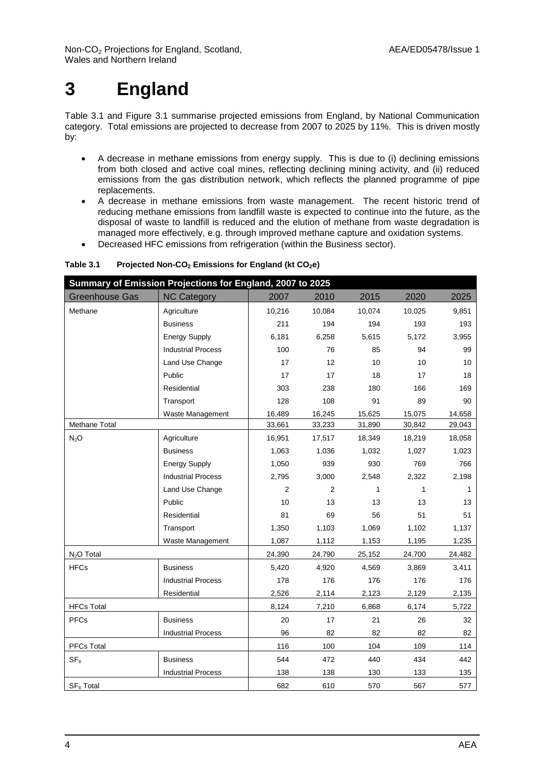# 3 England

Table 3.1 and Figure 3.1 summarise projected emissions from England, by National Communication category. Total emissions are projected to decrease from 2007 to 2025 by 11%. This is driven mostly by:

- A decrease in methane emissions from energy supply. This is due to (i) declining emissions from both closed and active coal mines, reflecting declining mining activity, and (ii) reduced emissions from the gas distribution network, which reflects the planned programme of pipe replacements.
- A decrease in methane emissions from waste management. The recent historic trend of reducing methane emissions from landfill waste is expected to continue into the future, as the disposal of waste to landfill is reduced and the elution of methane from waste degradation is managed more effectively, e.g. through improved methane capture and oxidation systems.
- Decreased HFC emissions from refrigeration (within the Business sector).

**Table 3.1 Projected Non-$CO_2$ Emissions for England (kt $CO_2$e)**

| Summary of Emission Projections for England, 2007 to 2025 | | | | | | |
|---|---|---|---|---|---|---|
| Greenhouse Gas | NC Category | 2007 | 2010 | 2015 | 2020 | 2025 |
| Methane | Agriculture | 10,216 | 10,084 | 10,074 | 10,025 | 9,851 |
| | Business | 211 | 194 | 194 | 193 | 193 |
| | Energy Supply | 6,181 | 6,258 | 5,615 | 5,172 | 3,955 |
| | Industrial Process | 100 | 76 | 85 | 94 | 99 |
| | Land Use Change | 17 | 12 | 10 | 10 | 10 |
| | Public | 17 | 17 | 18 | 17 | 18 |
| | Residential | 303 | 238 | 180 | 166 | 169 |
| | Transport | 128 | 108 | 91 | 89 | 90 |
| | Waste Management | 16,489 | 16,245 | 15,625 | 15,075 | 14,658 |
| Methane Total | | 33,661 | 33,233 | 31,890 | 30,842 | 29,043 |
| $N_2O$ | Agriculture | 16,951 | 17,517 | 18,349 | 18,219 | 18,058 |
| | Business | 1,063 | 1,036 | 1,032 | 1,027 | 1,023 |
| | Energy Supply | 1,050 | 939 | 930 | 769 | 766 |
| | Industrial Process | 2,795 | 3,000 | 2,548 | 2,322 | 2,198 |
| | Land Use Change | 2 | 2 | 1 | 1 | 1 |
| | Public | 10 | 13 | 13 | 13 | 13 |
| | Residential | 81 | 69 | 56 | 51 | 51 |
| | Transport | 1,350 | 1,103 | 1,069 | 1,102 | 1,137 |
| | Waste Management | 1,087 | 1,112 | 1,153 | 1,195 | 1,235 |
| $N_2O$ Total | | 24,390 | 24,790 | 25,152 | 24,700 | 24,482 |
| HFCs | Business | 5,420 | 4,920 | 4,569 | 3,869 | 3,411 |
| | Industrial Process | 178 | 176 | 176 | 176 | 176 |
| | Residential | 2,526 | 2,114 | 2,123 | 2,129 | 2,135 |
| HFCs Total | | 8,124 | 7,210 | 6,868 | 6,174 | 5,722 |
| PFCs | Business | 20 | 17 | 21 | 26 | 32 |
| | Industrial Process | 96 | 82 | 82 | 82 | 82 |
| PFCs Total | | 116 | 100 | 104 | 109 | 114 |
| $SF_6$ | Business | 544 | 472 | 440 | 434 | 442 |
| | Industrial Process | 138 | 138 | 130 | 133 | 135 |
| $SF_6$ Total | | 682 | 610 | 570 | 567 | 577 |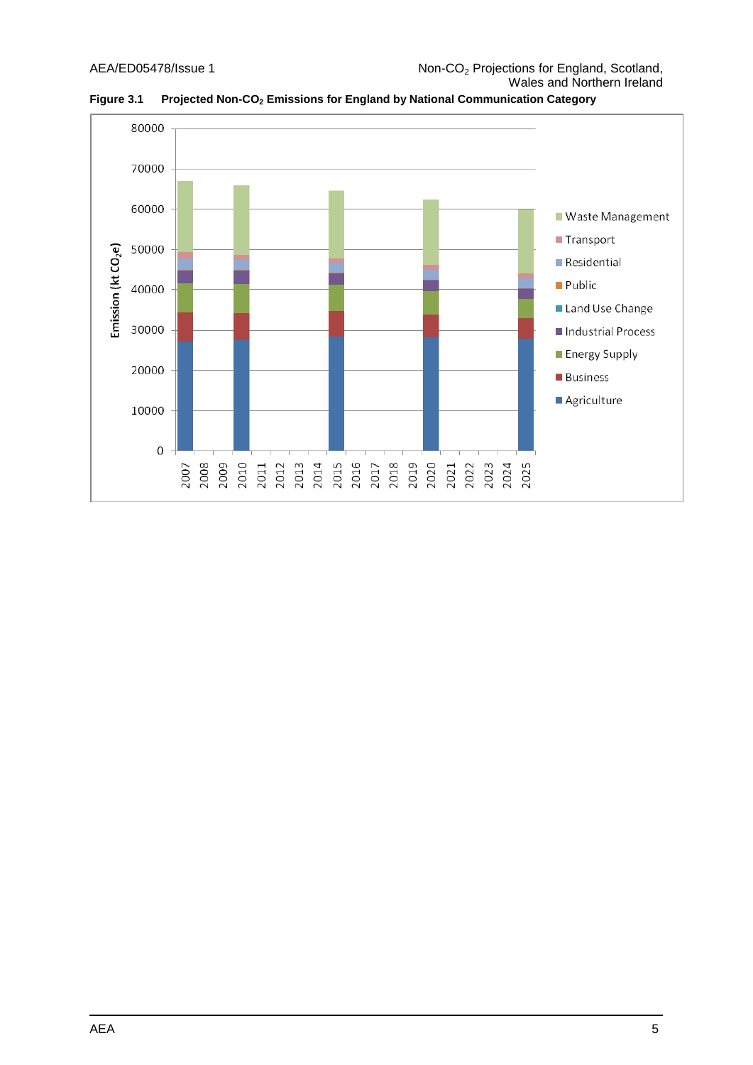**Figure 3.1 Projected Non-$CO_2$ Emissions for England by National Communication Category**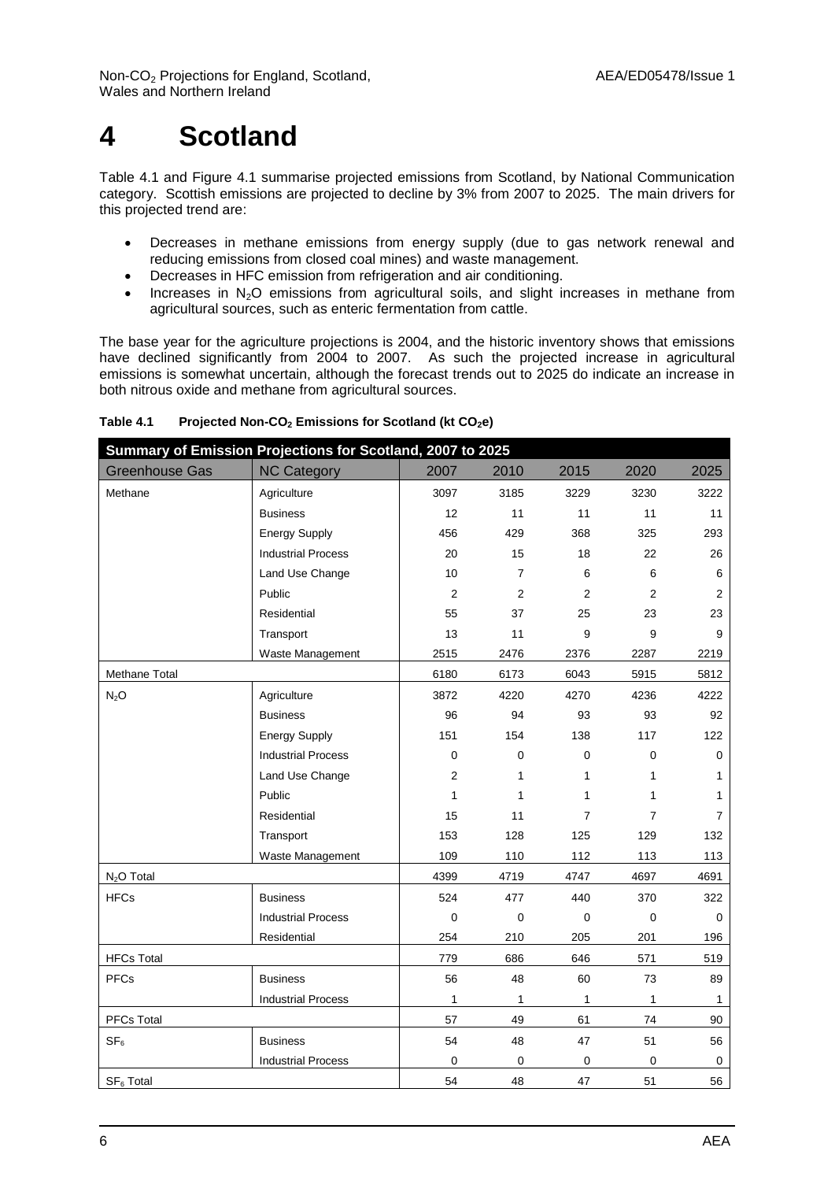# 4 Scotland

Table 4.1 and Figure 4.1 summarise projected emissions from Scotland, by National Communication category. Scottish emissions are projected to decline by 3% from 2007 to 2025. The main drivers for this projected trend are:

- Decreases in methane emissions from energy supply (due to gas network renewal and reducing emissions from closed coal mines) and waste management.
- Decreases in HFC emission from refrigeration and air conditioning.
- Increases in $N_2O$ emissions from agricultural soils, and slight increases in methane from agricultural sources, such as enteric fermentation from cattle.

The base year for the agriculture projections is 2004, and the historic inventory shows that emissions have declined significantly from 2004 to 2007. As such the projected increase in agricultural emissions is somewhat uncertain, although the forecast trends out to 2025 do indicate an increase in both nitrous oxide and methane from agricultural sources.

**Table 4.1 Projected Non-$CO_2$ Emissions for Scotland (kt $CO_2$e)**

| Summary of Emission Projections for Scotland, 2007 to 2025 | | | | | | |
|---|---|---|---|---|---|---|
| Greenhouse Gas | NC Category | 2007 | 2010 | 2015 | 2020 | 2025 |
| Methane | Agriculture | 3097 | 3185 | 3229 | 3230 | 3222 |
| | Business | 12 | 11 | 11 | 11 | 11 |
| | Energy Supply | 456 | 429 | 368 | 325 | 293 |
| | Industrial Process | 20 | 15 | 18 | 22 | 26 |
| | Land Use Change | 10 | 7 | 6 | 6 | 6 |
| | Public | 2 | 2 | 2 | 2 | 2 |
| | Residential | 55 | 37 | 25 | 23 | 23 |
| | Transport | 13 | 11 | 9 | 9 | 9 |
| | Waste Management | 2515 | 2476 | 2376 | 2287 | 2219 |
| Methane Total | | 6180 | 6173 | 6043 | 5915 | 5812 |
| $N_2O$ | Agriculture | 3872 | 4220 | 4270 | 4236 | 4222 |
| | Business | 96 | 94 | 93 | 93 | 92 |
| | Energy Supply | 151 | 154 | 138 | 117 | 122 |
| | Industrial Process | 0 | 0 | 0 | 0 | 0 |
| | Land Use Change | 2 | 1 | 1 | 1 | 1 |
| | Public | 1 | 1 | 1 | 1 | 1 |
| | Residential | 15 | 11 | 7 | 7 | 7 |
| | Transport | 153 | 128 | 125 | 129 | 132 |
| | Waste Management | 109 | 110 | 112 | 113 | 113 |
| $N_2O$ Total | | 4399 | 4719 | 4747 | 4697 | 4691 |
| HFCs | Business | 524 | 477 | 440 | 370 | 322 |
| | Industrial Process | 0 | 0 | 0 | 0 | 0 |
| | Residential | 254 | 210 | 205 | 201 | 196 |
| HFCs Total | | 779 | 686 | 646 | 571 | 519 |
| PFCs | Business | 56 | 48 | 60 | 73 | 89 |
| | Industrial Process | 1 | 1 | 1 | 1 | 1 |
| PFCs Total | | 57 | 49 | 61 | 74 | 90 |
| $SF_6$ | Business | 54 | 48 | 47 | 51 | 56 |
| | Industrial Process | 0 | 0 | 0 | 0 | 0 |
| $SF_6$ Total | | 54 | 48 | 47 | 51 | 56 |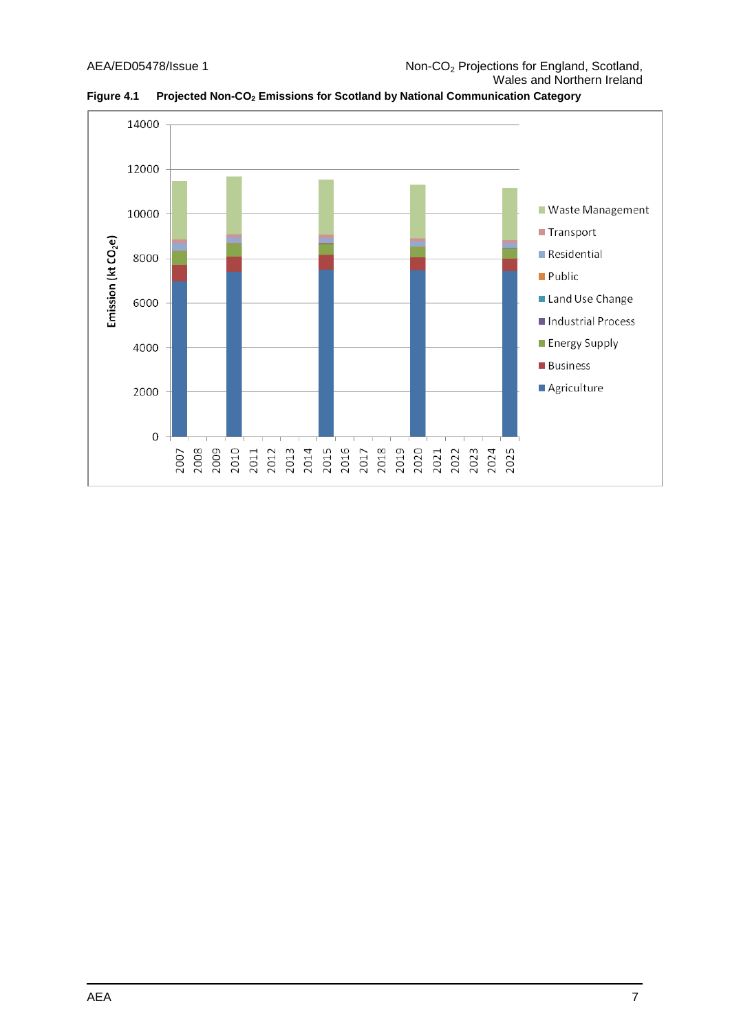**Figure 4.1 Projected Non-$CO_2$ Emissions for Scotland by National Communication Category**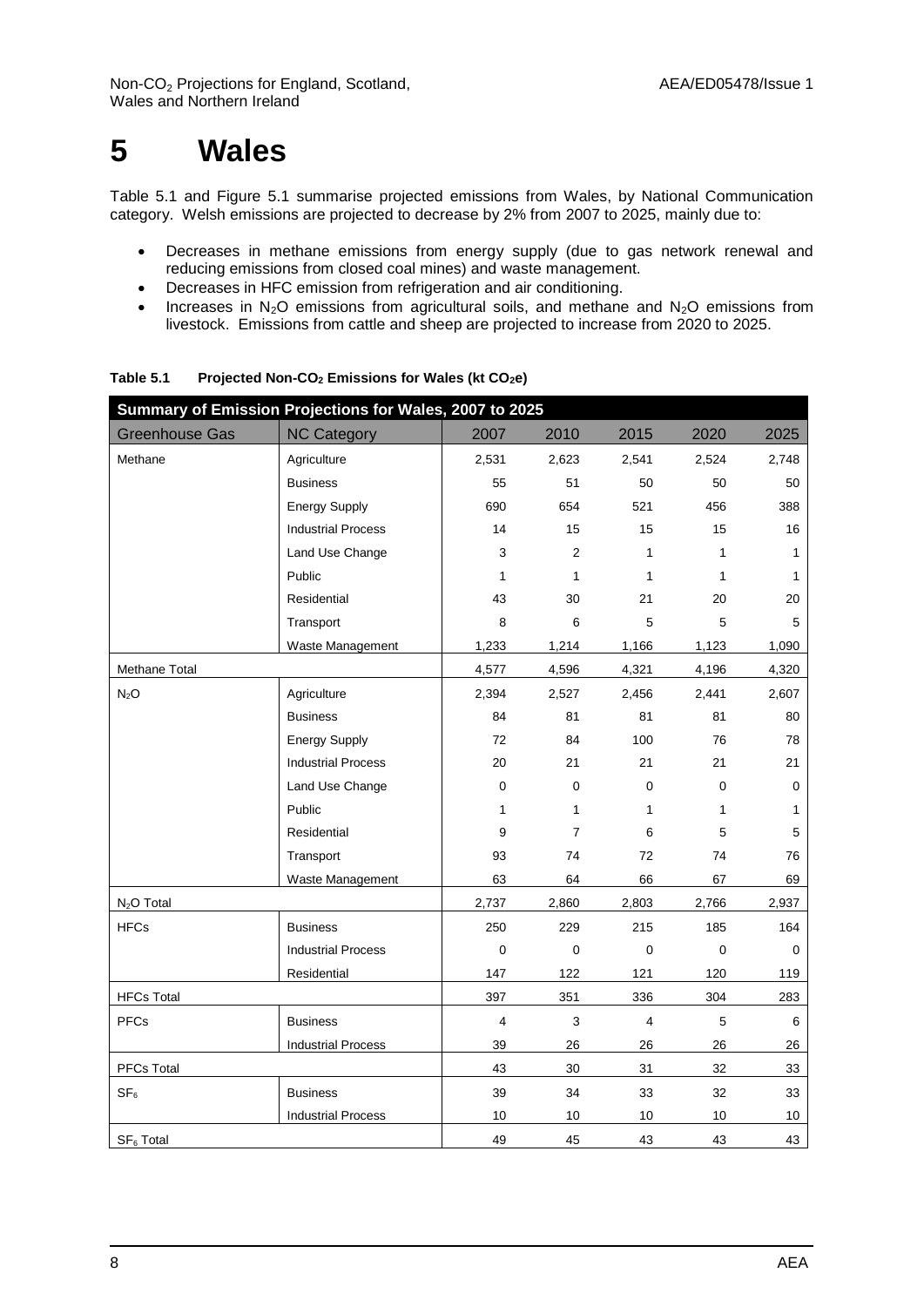# 5 Wales

Table 5.1 and Figure 5.1 summarise projected emissions from Wales, by National Communication category. Welsh emissions are projected to decrease by 2% from 2007 to 2025, mainly due to:

- Decreases in methane emissions from energy supply (due to gas network renewal and reducing emissions from closed coal mines) and waste management.
- Decreases in HFC emission from refrigeration and air conditioning.
- Increases in $N_2O$ emissions from agricultural soils, and methane and $N_2O$ emissions from livestock. Emissions from cattle and sheep are projected to increase from 2020 to 2025.

**Table 5.1 Projected Non-$CO_2$ Emissions for Wales (kt $CO_2$e)**

| Summary of Emission Projections for Wales, 2007 to 2025 | | | | | | |
|---|---|---|---|---|---|---|
| Greenhouse Gas | NC Category | 2007 | 2010 | 2015 | 2020 | 2025 |
| Methane | Agriculture | 2,531 | 2,623 | 2,541 | 2,524 | 2,748 |
| | Business | 55 | 51 | 50 | 50 | 50 |
| | Energy Supply | 690 | 654 | 521 | 456 | 388 |
| | Industrial Process | 14 | 15 | 15 | 15 | 16 |
| | Land Use Change | 3 | 2 | 1 | 1 | 1 |
| | Public | 1 | 1 | 1 | 1 | 1 |
| | Residential | 43 | 30 | 21 | 20 | 20 |
| | Transport | 8 | 6 | 5 | 5 | 5 |
| | Waste Management | 1,233 | 1,214 | 1,166 | 1,123 | 1,090 |
| Methane Total | | 4,577 | 4,596 | 4,321 | 4,196 | 4,320 |
| $N_2O$ | Agriculture | 2,394 | 2,527 | 2,456 | 2,441 | 2,607 |
| | Business | 84 | 81 | 81 | 81 | 80 |
| | Energy Supply | 72 | 84 | 100 | 76 | 78 |
| | Industrial Process | 20 | 21 | 21 | 21 | 21 |
| | Land Use Change | 0 | 0 | 0 | 0 | 0 |
| | Public | 1 | 1 | 1 | 1 | 1 |
| | Residential | 9 | 7 | 6 | 5 | 5 |
| | Transport | 93 | 74 | 72 | 74 | 76 |
| | Waste Management | 63 | 64 | 66 | 67 | 69 |
| $N_2O$ Total | | 2,737 | 2,860 | 2,803 | 2,766 | 2,937 |
| HFCs | Business | 250 | 229 | 215 | 185 | 164 |
| | Industrial Process | 0 | 0 | 0 | 0 | 0 |
| | Residential | 147 | 122 | 121 | 120 | 119 |
| HFCs Total | | 397 | 351 | 336 | 304 | 283 |
| PFCs | Business | 4 | 3 | 4 | 5 | 6 |
| | Industrial Process | 39 | 26 | 26 | 26 | 26 |
| PFCs Total | | 43 | 30 | 31 | 32 | 33 |
| $SF_6$ | Business | 39 | 34 | 33 | 32 | 33 |
| | Industrial Process | 10 | 10 | 10 | 10 | 10 |
| $SF_6$ Total | | 49 | 45 | 43 | 43 | 43 |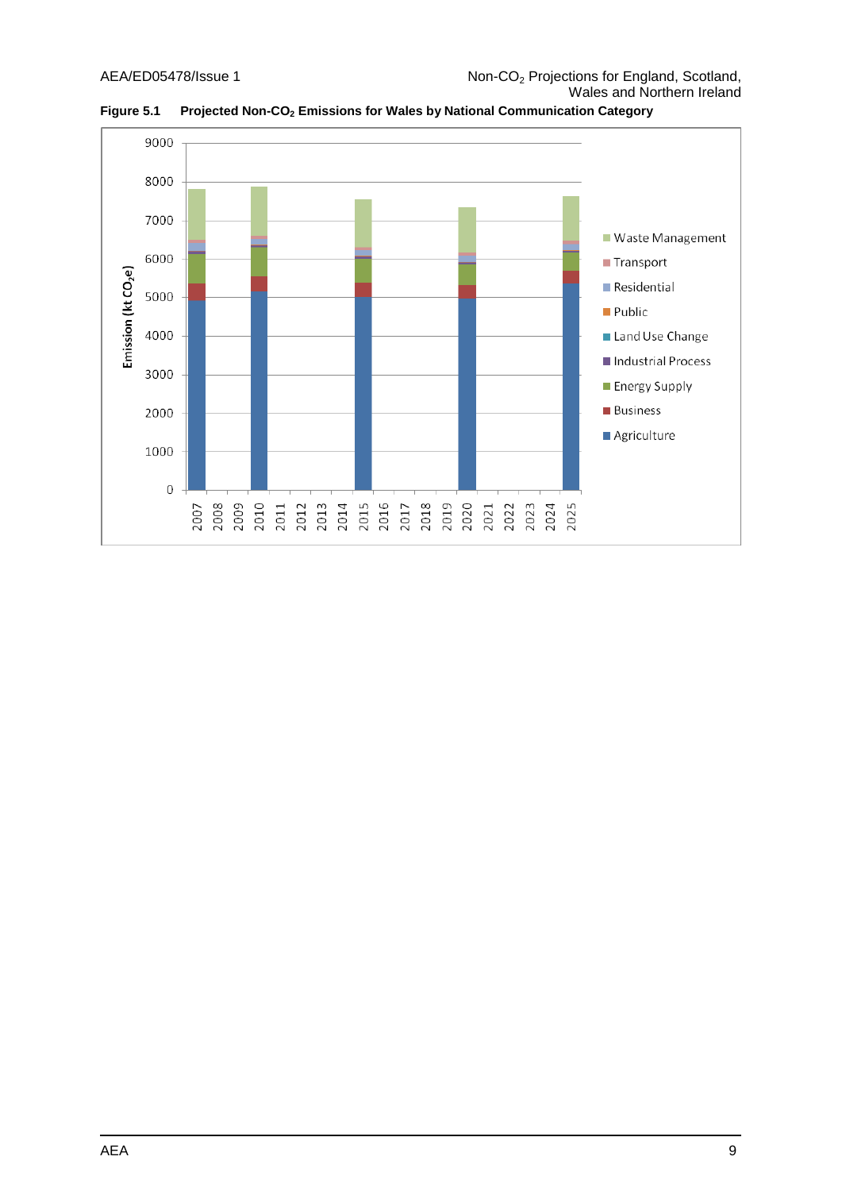**Figure 5.1 Projected Non-$CO_2$ Emissions for Wales by National Communication Category**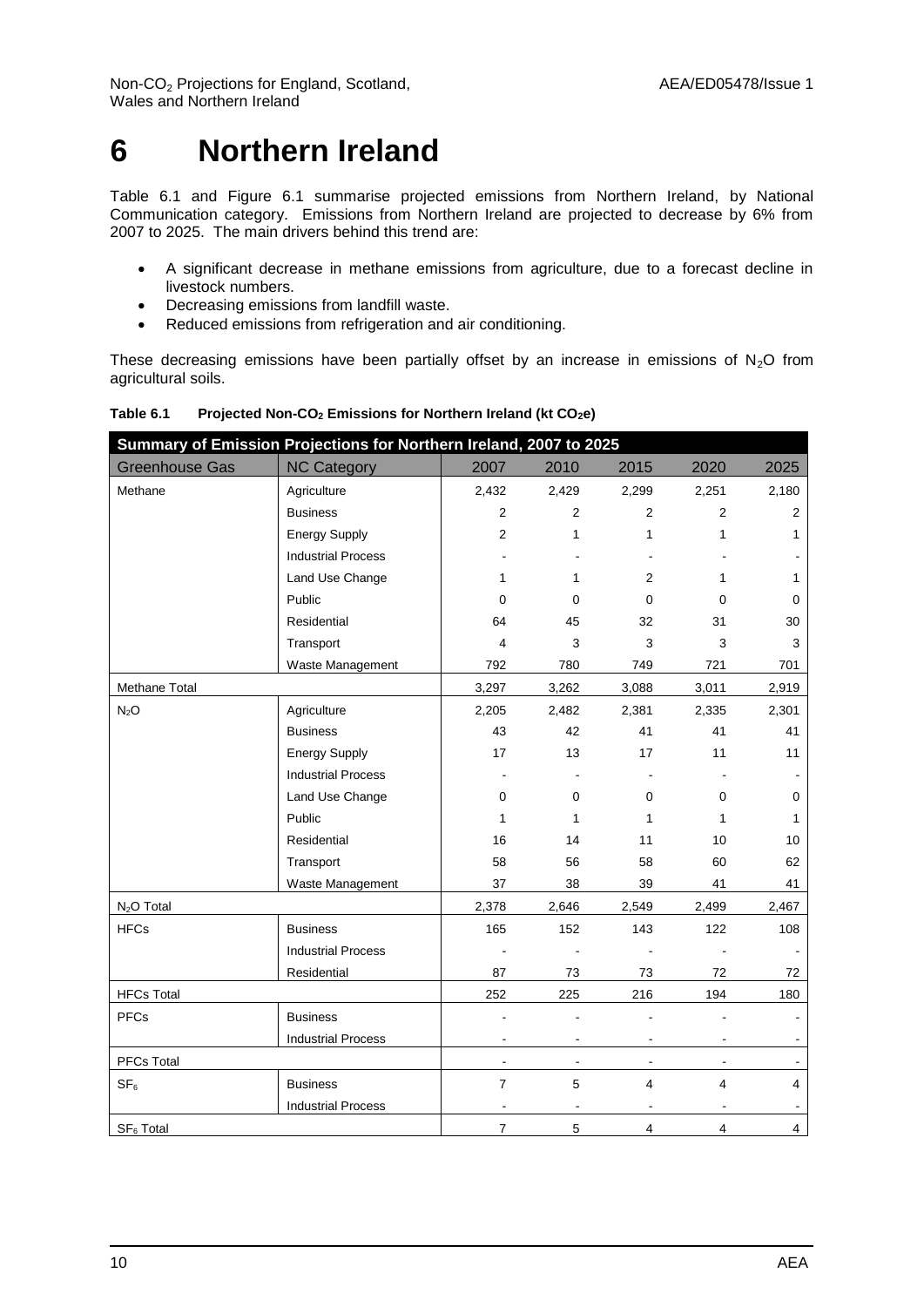# 6 Northern Ireland

Table 6.1 and Figure 6.1 summarise projected emissions from Northern Ireland, by National Communication category. Emissions from Northern Ireland are projected to decrease by 6% from 2007 to 2025. The main drivers behind this trend are:

- A significant decrease in methane emissions from agriculture, due to a forecast decline in livestock numbers.
- Decreasing emissions from landfill waste.
- Reduced emissions from refrigeration and air conditioning.

These decreasing emissions have been partially offset by an increase in emissions of $N_2O$ from agricultural soils.

**Table 6.1 Projected Non-$CO_2$ Emissions for Northern Ireland (kt $CO_2e$)**

| Summary of Emission Projections for Northern Ireland, 2007 to 2025 | | | | | | |
|---|---|---|---|---|---|---|
| Greenhouse Gas | NC Category | 2007 | 2010 | 2015 | 2020 | 2025 |
| Methane | Agriculture | 2,432 | 2,429 | 2,299 | 2,251 | 2,180 |
| | Business | 2 | 2 | 2 | 2 | 2 |
| | Energy Supply | 2 | 1 | 1 | 1 | 1 |
| | Industrial Process | - | - | - | - | - |
| | Land Use Change | 1 | 1 | 2 | 1 | 1 |
| | Public | 0 | 0 | 0 | 0 | 0 |
| | Residential | 64 | 45 | 32 | 31 | 30 |
| | Transport | 4 | 3 | 3 | 3 | 3 |
| | Waste Management | 792 | 780 | 749 | 721 | 701 |
| Methane Total | | 3,297 | 3,262 | 3,088 | 3,011 | 2,919 |
| $N_2O$ | Agriculture | 2,205 | 2,482 | 2,381 | 2,335 | 2,301 |
| | Business | 43 | 42 | 41 | 41 | 41 |
| | Energy Supply | 17 | 13 | 17 | 11 | 11 |
| | Industrial Process | - | - | - | - | - |
| | Land Use Change | 0 | 0 | 0 | 0 | 0 |
| | Public | 1 | 1 | 1 | 1 | 1 |
| | Residential | 16 | 14 | 11 | 10 | 10 |
| | Transport | 58 | 56 | 58 | 60 | 62 |
| | Waste Management | 37 | 38 | 39 | 41 | 41 |
| $N_2O$ Total | | 2,378 | 2,646 | 2,549 | 2,499 | 2,467 |
| HFCs | Business | 165 | 152 | 143 | 122 | 108 |
| | Industrial Process | - | - | - | - | - |
| | Residential | 87 | 73 | 73 | 72 | 72 |
| HFCs Total | | 252 | 225 | 216 | 194 | 180 |
| PFCs | Business | - | - | - | - | - |
| | Industrial Process | - | - | - | - | - |
| PFCs Total | | - | - | - | - | - |
| $SF_6$ | Business | 7 | 5 | 4 | 4 | 4 |
| | Industrial Process | - | - | - | - | - |
| $SF_6$ Total | | 7 | 5 | 4 | 4 | 4 |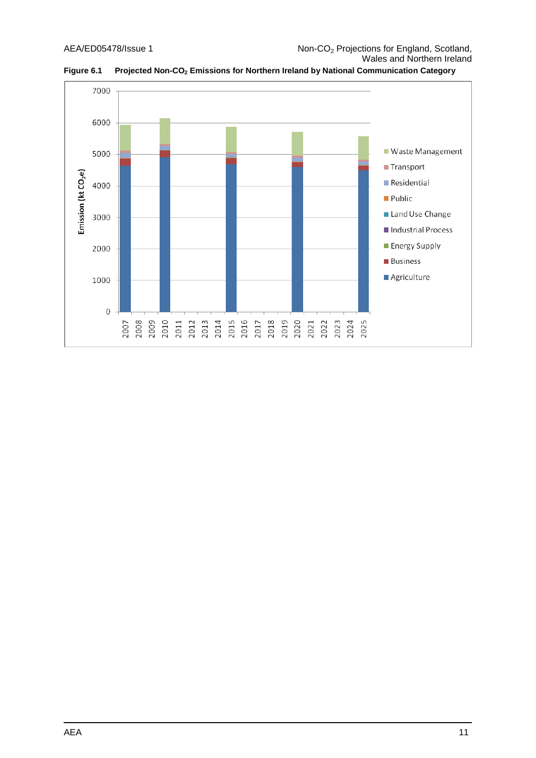**Figure 6.1 Projected Non-$CO_2$ Emissions for Northern Ireland by National Communication Category**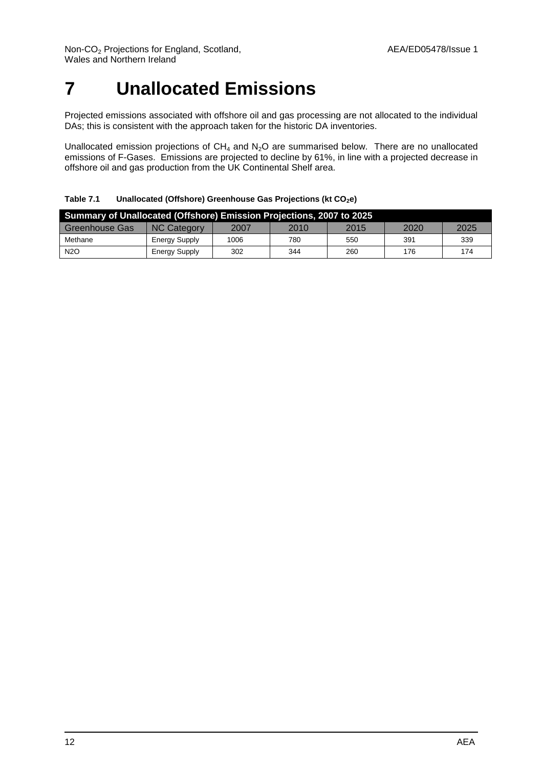# 7 Unallocated Emissions

Projected emissions associated with offshore oil and gas processing are not allocated to the individual DAs; this is consistent with the approach taken for the historic DA inventories.

Unallocated emission projections of $CH_4$ and $N_2O$ are summarised below. There are no unallocated emissions of F-Gases. Emissions are projected to decline by 61%, in line with a projected decrease in offshore oil and gas production from the UK Continental Shelf area.

**Table 7.1 Unallocated (Offshore) Greenhouse Gas Projections (kt $CO_2$e)**

| Summary of Unallocated (Offshore) Emission Projections, 2007 to 2025 | | | | | | |
|---|---|---|---|---|---|---|
| Greenhouse Gas | NC Category | 2007 | 2010 | 2015 | 2020 | 2025 |
| Methane | Energy Supply | 1006 | 780 | 550 | 391 | 339 |
| N2O | Energy Supply | 302 | 344 | 260 | 176 | 174 |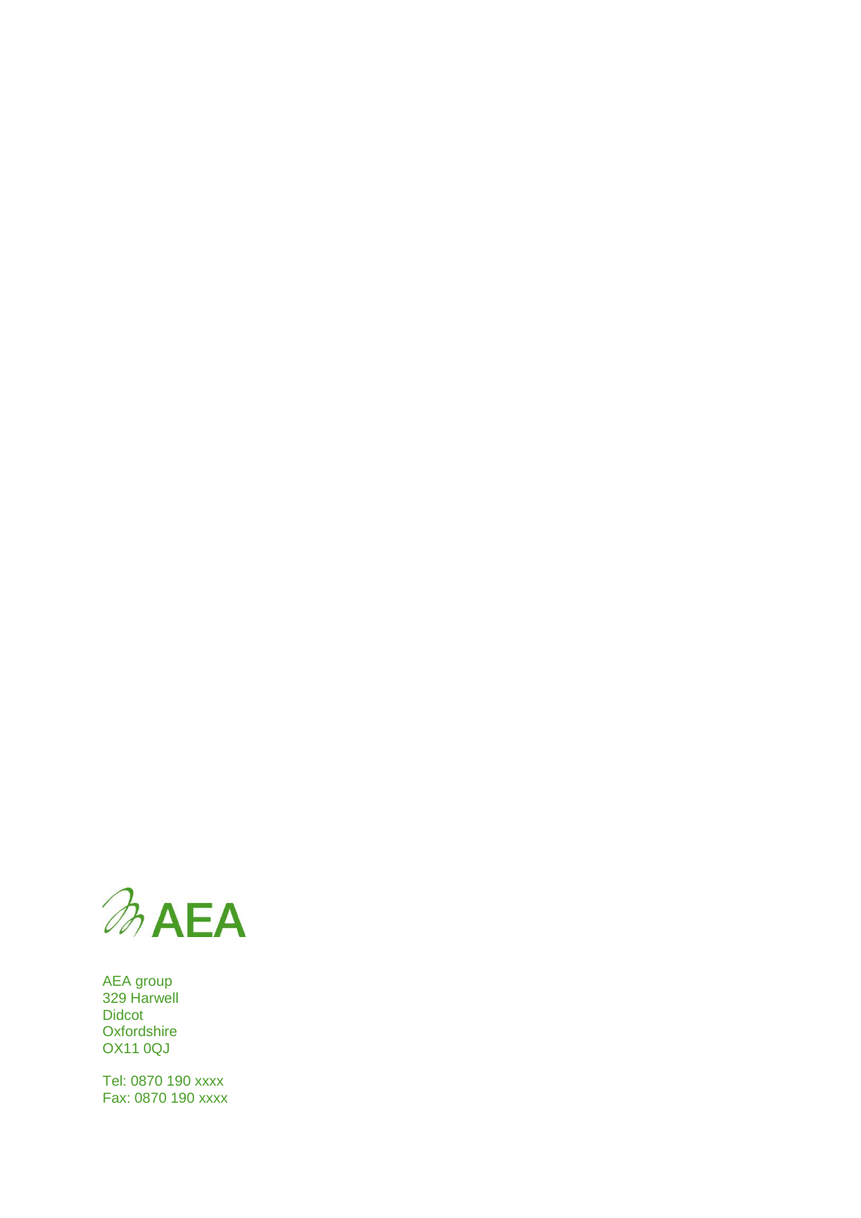AEA

AEA group
329 Harwell
Didcot
Oxfordshire
OX11 0QJ

Tel: 0870 190 xxxx
Fax: 0870 190 xxxx